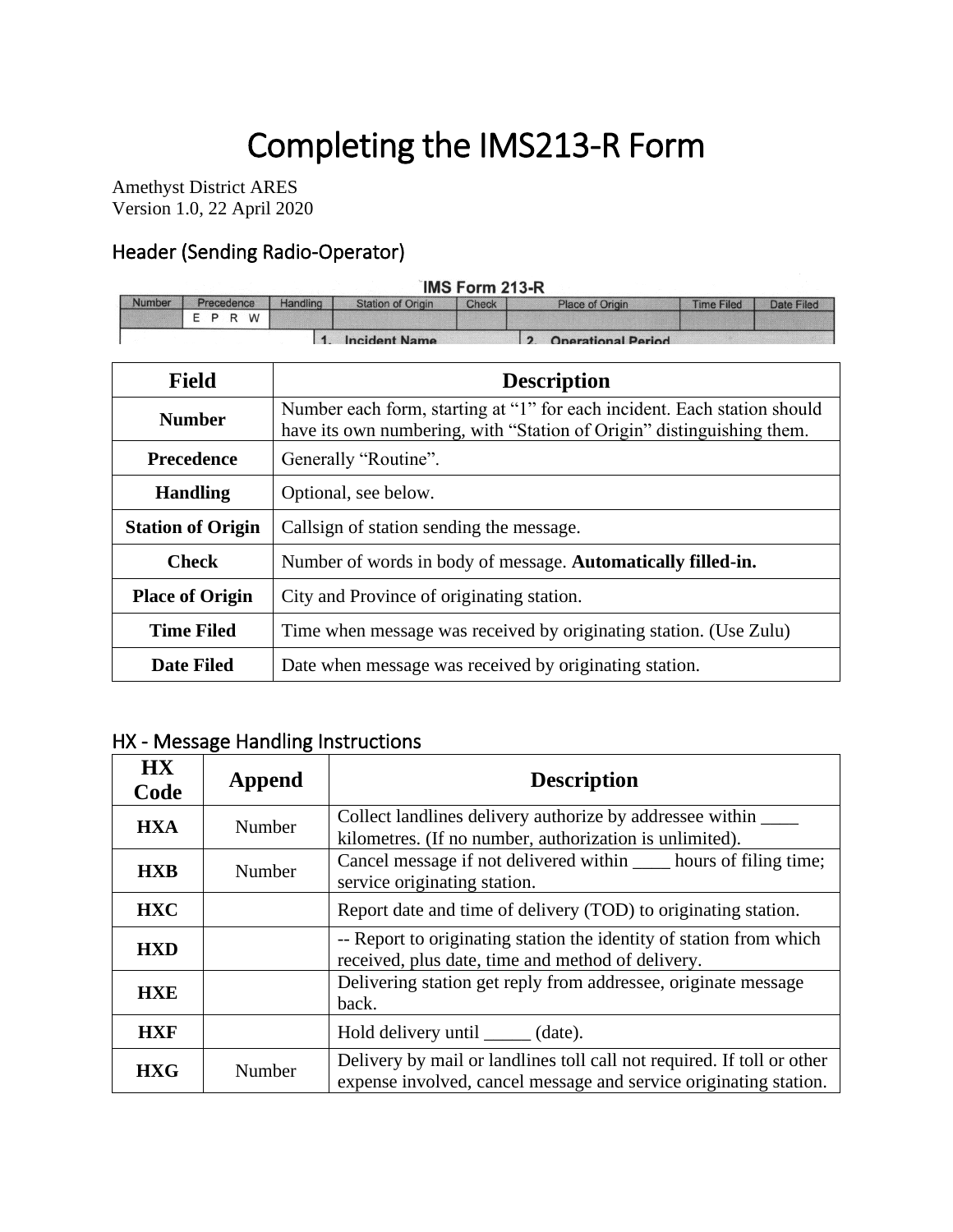# Completing the IMS213-R Form

Amethyst District ARES
Version 1.0, 22 April 2020

## Header (Sending Radio-Operator)

| Field | Description |
| --- | --- |
| **Number** | Number each form, starting at "1" for each incident. Each station should have its own numbering, with "Station of Origin" distinguishing them. |
| **Precedence** | Generally "Routine". |
| **Handling** | Optional, see below. |
| **Station of Origin** | Callsign of station sending the message. |
| **Check** | Number of words in body of message. **Automatically filled-in.** |
| **Place of Origin** | City and Province of originating station. |
| **Time Filed** | Time when message was received by originating station. (Use Zulu) |
| **Date Filed** | Date when message was received by originating station. |

## HX - Message Handling Instructions

| HX Code | Append | Description |
| --- | --- | --- |
| **HXA** | Number | Collect landlines delivery authorize by addressee within ____ kilometres. (If no number, authorization is unlimited). |
| **HXB** | Number | Cancel message if not delivered within ____ hours of filing time; service originating station. |
| **HXC** | | Report date and time of delivery (TOD) to originating station. |
| **HXD** | | -- Report to originating station the identity of station from which received, plus date, time and method of delivery. |
| **HXE** | | Delivering station get reply from addressee, originate message back. |
| **HXF** | | Hold delivery until _____ (date). |
| **HXG** | Number | Delivery by mail or landlines toll call not required. If toll or other expense involved, cancel message and service originating station. |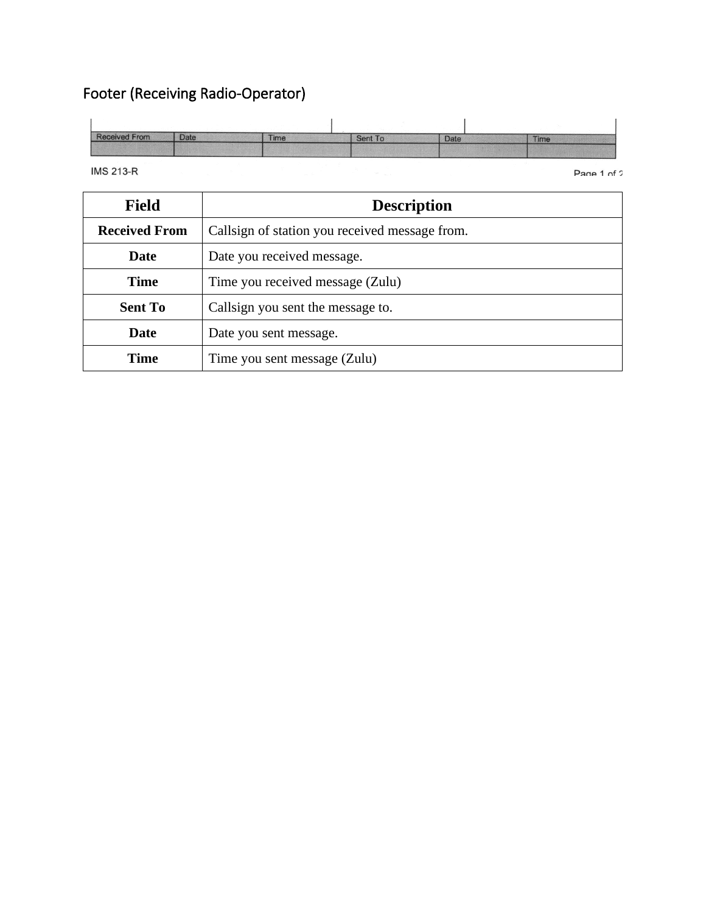## Footer (Receiving Radio-Operator)

| Received From | Date | Time | Sent To | Date | Time |
|---|---|---|---|---|---|
| | | | | | |

IMS 213-R

| Field | Description |
|---|---|
| **Received From** | Callsign of station you received message from. |
| **Date** | Date you received message. |
| **Time** | Time you received message (Zulu) |
| **Sent To** | Callsign you sent the message to. |
| **Date** | Date you sent message. |
| **Time** | Time you sent message (Zulu) |